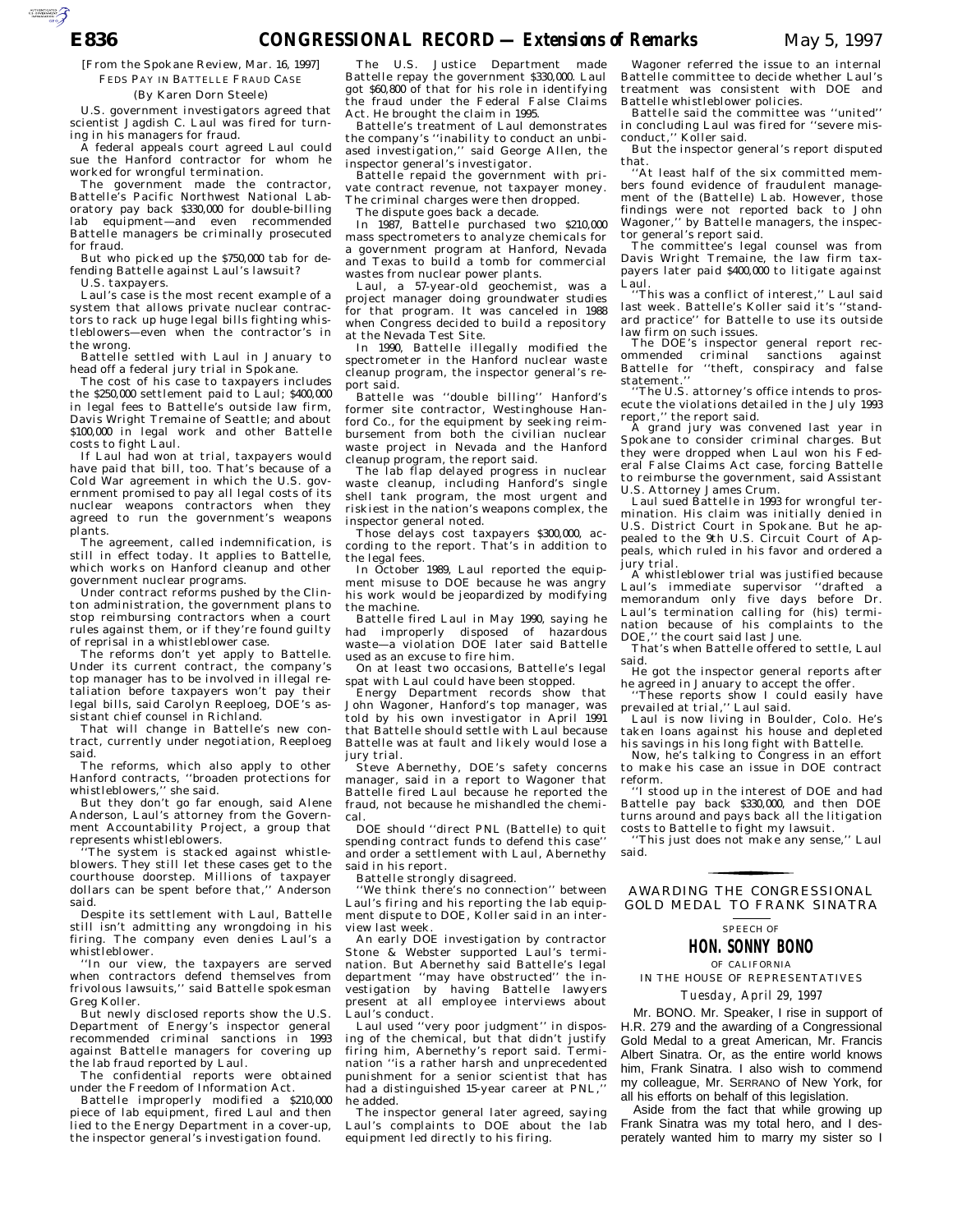[From the Spokane Review, Mar. 16, 1997]

FEDS PAY IN BATTELLE FRAUD CASE

(By Karen Dorn Steele)

U.S. government investigators agreed that scientist Jagdish C. Laul was fired for turning in his managers for fraud.

A federal appeals court agreed Laul could sue the Hanford contractor for whom he worked for wrongful termination.

The government made the contractor, Battelle's Pacific Northwest National Laboratory pay back $330,000 for double-billing lab equipment—and even recommended Battelle managers be criminally prosecuted for fraud.

But who picked up the $750,000 tab for defending Battelle against Laul's lawsuit?

U.S. taxpayers.

Laul's case is the most recent example of a system that allows private nuclear contractors to rack up huge legal bills fighting whistleblowers—even when the contractor's in the wrong.

Battelle settled with Laul in January to head off a federal jury trial in Spokane.

The cost of his case to taxpayers includes the $250,000 settlement paid to Laul; $400,000 in legal fees to Battelle's outside law firm, Davis Wright Tremaine of Seattle; and about $100,000 in legal work and other Battelle costs to fight Laul.

If Laul had won at trial, taxpayers would have paid that bill, too. That's because of a Cold War agreement in which the U.S. government promised to pay all legal costs of its nuclear weapons contractors when they agreed to run the government's weapons plants.

The agreement, called indemnification, is still in effect today. It applies to Battelle, which works on Hanford cleanup and other government nuclear programs.

Under contract reforms pushed by the Clinton administration, the government plans to stop reimbursing contractors when a court rules against them, or if they're found guilty of reprisal in a whistleblower case.

The reforms don't yet apply to Battelle. Under its current contract, the company's top manager has to be involved in illegal retaliation before taxpayers won't pay their legal bills, said Carolyn Reeploeg, DOE's assistant chief counsel in Richland.

That will change in Battelle's new contract, currently under negotiation, Reeploeg said.

The reforms, which also apply to other Hanford contracts, "broaden protections for whistleblowers," she said.

But they don't go far enough, said Alene Anderson, Laul's attorney from the Government Accountability Project, a group that represents whistleblowers.

"The system is stacked against whistleblowers. They still let these cases get to the courthouse doorstep. Millions of taxpayer dollars can be spent before that," Anderson said.

Despite its settlement with Laul, Battelle still isn't admitting any wrongdoing in his firing. The company even denies Laul's a whistleblower.

"In our view, the taxpayers are served when contractors defend themselves from frivolous lawsuits," said Battelle spokesman Greg Koller.

But newly disclosed reports show the U.S. Department of Energy's inspector general recommended criminal sanctions in 1993 against Battelle managers for covering up the lab fraud reported by Laul.

The confidential reports were obtained under the Freedom of Information Act.

Battelle improperly modified a $210,000 piece of lab equipment, fired Laul and then lied to the Energy Department in a cover-up, the inspector general's investigation found.

The U.S. Justice Department made Battelle repay the government $330,000. Laul got $60,800 of that for his role in identifying the fraud under the Federal False Claims Act. He brought the claim in 1995.

Battelle's treatment of Laul demonstrates the company's "inability to conduct an unbiased investigation," said George Allen, the inspector general's investigator.

Battelle repaid the government with private contract revenue, not taxpayer money. The criminal charges were then dropped.

The dispute goes back a decade.

In 1987, Battelle purchased two $210,000 mass spectrometers to analyze chemicals for a government program at Hanford, Nevada and Texas to build a tomb for commercial wastes from nuclear power plants.

Laul, a 57-year-old geochemist, was a project manager doing groundwater studies for that program. It was canceled in 1988 when Congress decided to build a repository at the Nevada Test Site.

In 1990, Battelle illegally modified the spectrometer in the Hanford nuclear waste cleanup program, the inspector general's report said.

Battelle was "double billing" Hanford's former site contractor, Westinghouse Hanford Co., for the equipment by seeking reimbursement from both the civilian nuclear waste project in Nevada and the Hanford cleanup program, the report said.

The lab flap delayed progress in nuclear waste cleanup, including Hanford's single shell tank program, the most urgent and riskiest in the nation's weapons complex, the inspector general noted.

Those delays cost taxpayers $300,000, according to the report. That's in addition to the legal fees.

In October 1989, Laul reported the equipment misuse to DOE because he was angry his work would be jeopardized by modifying the machine.

Battelle fired Laul in May 1990, saying he had improperly disposed of hazardous waste—a violation DOE later said Battelle used as an excuse to fire him.

On at least two occasions, Battelle's legal spat with Laul could have been stopped.

Energy Department records show that John Wagoner, Hanford's top manager, was told by his own investigator in April 1991 that Battelle should settle with Laul because Battelle was at fault and likely would lose a jury trial.

Steve Abernethy, DOE's safety concerns manager, said in a report to Wagoner that Battelle fired Laul because he reported the fraud, not because he mishandled the chemical.

DOE should "direct PNL (Battelle) to quit spending contract funds to defend this case" and order a settlement with Laul, Abernethy said in his report.

Battelle strongly disagreed.

"We think there's no connection" between Laul's firing and his reporting the lab equipment dispute to DOE, Koller said in an interview last week.

An early DOE investigation by contractor Stone & Webster supported Laul's termination. But Abernethy said Battelle's legal department "may have obstructed" the investigation by having Battelle lawyers present at all employee interviews about Laul's conduct.

Laul used "very poor judgment" in disposing of the chemical, but that didn't justify firing him, Abernethy's report said. Termination "is a rather harsh and unprecedented punishment for a senior scientist that has had a distinguished 15-year career at PNL," he added.

The inspector general later agreed, saying Laul's complaints to DOE about the lab equipment led directly to his firing.

Wagoner referred the issue to an internal Battelle committee to decide whether Laul's treatment was consistent with DOE and Battelle whistleblower policies.

Battelle said the committee was "united" in concluding Laul was fired for "severe misconduct," Koller said.

But the inspector general's report disputed that.

"At least half of the six committed members found evidence of fraudulent management of the (Battelle) Lab. However, those findings were not reported back to John Wagoner," by Battelle managers, the inspector general's report said.

The committee's legal counsel was from Davis Wright Tremaine, the law firm taxpayers later paid $400,000 to litigate against Laul.

"This was a conflict of interest," Laul said last week. Battelle's Koller said it's "standard practice" for Battelle to use its outside law firm on such issues.

The DOE's inspector general report recommended criminal sanctions against Battelle for "theft, conspiracy and false statement."

"The U.S. attorney's office intends to prosecute the violations detailed in the July 1993 report," the report said.

A grand jury was convened last year in Spokane to consider criminal charges. But they were dropped when Laul won his Federal False Claims Act case, forcing Battelle to reimburse the government, said Assistant U.S. Attorney James Crum.

Laul sued Battelle in 1993 for wrongful termination. His claim was initially denied in U.S. District Court in Spokane. But he appealed to the 9th U.S. Circuit Court of Appeals, which ruled in his favor and ordered a jury trial.

A whistleblower trial was justified because Laul's immediate supervisor "drafted a memorandum only five days before Dr. Laul's termination calling for (his) termination because of his complaints to the DOE," the court said last June.

That's when Battelle offered to settle, Laul said.

He got the inspector general reports after he agreed in January to accept the offer.

"These reports show I could easily have prevailed at trial," Laul said.

Laul is now living in Boulder, Colo. He's taken loans against his house and depleted his savings in his long fight with Battelle.

Now, he's talking to Congress in an effort to make his case an issue in DOE contract reform.

"I stood up in the interest of DOE and had Battelle pay back $330,000, and then DOE turns around and pays back all the litigation costs to Battelle to fight my lawsuit.

"This just does not make any sense," Laul said.

## AWARDING THE CONGRESSIONAL GOLD MEDAL TO FRANK SINATRA

SPEECH OF

### HON. SONNY BONO

OF CALIFORNIA

IN THE HOUSE OF REPRESENTATIVES

*Tuesday, April 29, 1997*

Mr. BONO. Mr. Speaker, I rise in support of H.R. 279 and the awarding of a Congressional Gold Medal to a great American, Mr. Francis Albert Sinatra. Or, as the entire world knows him, Frank Sinatra. I also wish to commend my colleague, Mr. SERRANO of New York, for all his efforts on behalf of this legislation.

Aside from the fact that while growing up Frank Sinatra was my total hero, and I desperately wanted him to marry my sister so I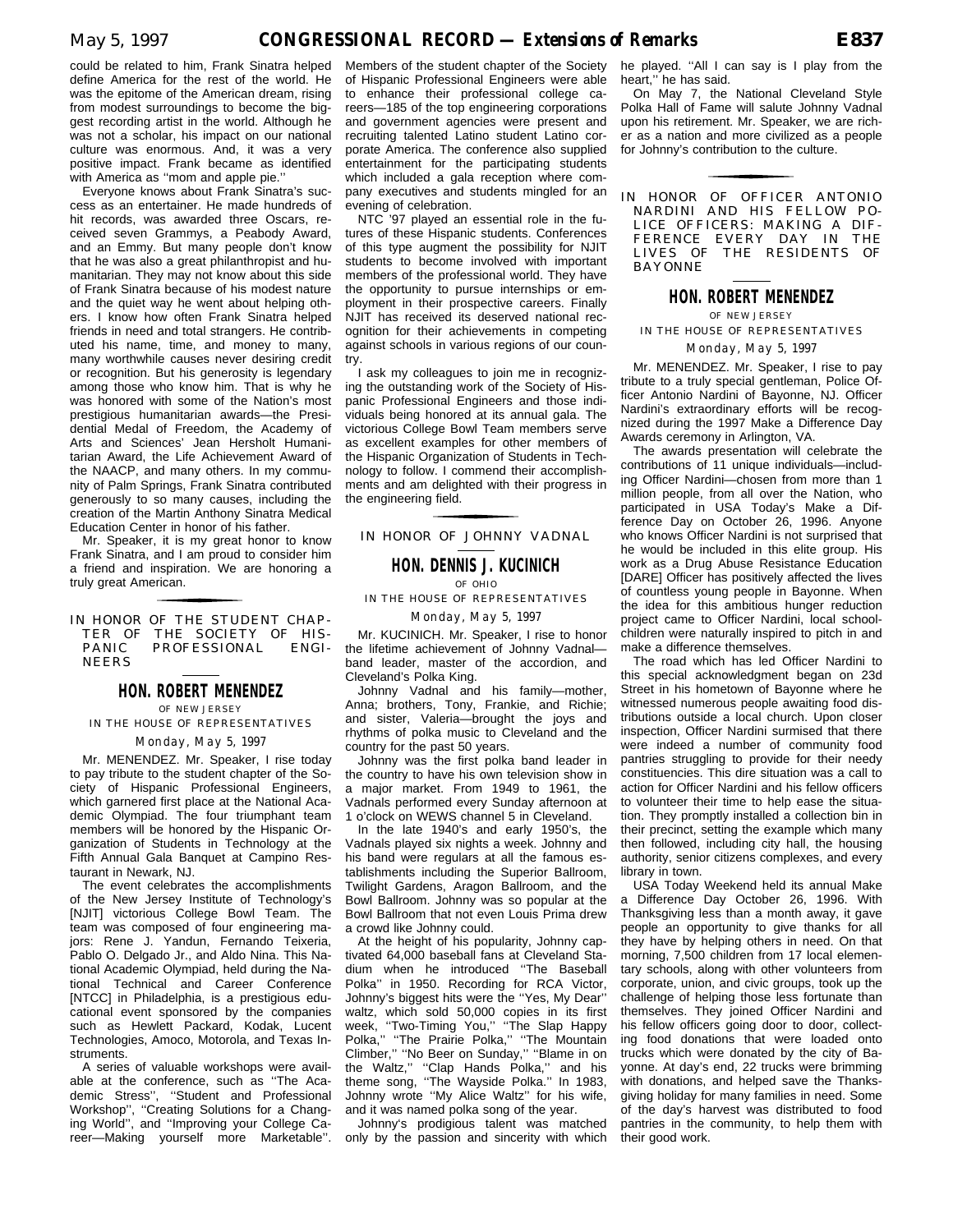could be related to him, Frank Sinatra helped define America for the rest of the world. He was the epitome of the American dream, rising from modest surroundings to become the biggest recording artist in the world. Although he was not a scholar, his impact on our national culture was enormous. And, it was a very positive impact. Frank became as identified with America as ''mom and apple pie.''

Everyone knows about Frank Sinatra's success as an entertainer. He made hundreds of hit records, was awarded three Oscars, received seven Grammys, a Peabody Award, and an Emmy. But many people don't know that he was also a great philanthropist and humanitarian. They may not know about this side of Frank Sinatra because of his modest nature and the quiet way he went about helping others. I know how often Frank Sinatra helped friends in need and total strangers. He contributed his name, time, and money to many, many worthwhile causes never desiring credit or recognition. But his generosity is legendary among those who know him. That is why he was honored with some of the Nation's most prestigious humanitarian awards—the Presidential Medal of Freedom, the Academy of Arts and Sciences' Jean Hersholt Humanitarian Award, the Life Achievement Award of the NAACP, and many others. In my community of Palm Springs, Frank Sinatra contributed generously to so many causes, including the creation of the Martin Anthony Sinatra Medical Education Center in honor of his father.

Mr. Speaker, it is my great honor to know Frank Sinatra, and I am proud to consider him a friend and inspiration. We are honoring a truly great American.

## IN HONOR OF THE STUDENT CHAPTER OF THE SOCIETY OF HISPANIC PROFESSIONAL ENGINEERS

### HON. ROBERT MENENDEZ

OF NEW JERSEY

IN THE HOUSE OF REPRESENTATIVES

*Monday, May 5, 1997*

Mr. MENENDEZ. Mr. Speaker, I rise today to pay tribute to the student chapter of the Society of Hispanic Professional Engineers, which garnered first place at the National Academic Olympiad. The four triumphant team members will be honored by the Hispanic Organization of Students in Technology at the Fifth Annual Gala Banquet at Campino Restaurant in Newark, NJ.

The event celebrates the accomplishments of the New Jersey Institute of Technology's [NJIT] victorious College Bowl Team. The team was composed of four engineering majors: Rene J. Yandun, Fernando Teixeria, Pablo O. Delgado Jr., and Aldo Nina. This National Academic Olympiad, held during the National Technical and Career Conference [NTCC] in Philadelphia, is a prestigious educational event sponsored by the companies such as Hewlett Packard, Kodak, Lucent Technologies, Amoco, Motorola, and Texas Instruments.

A series of valuable workshops were available at the conference, such as ''The Academic Stress'', ''Student and Professional Workshop'', ''Creating Solutions for a Changing World'', and ''Improving your College Career—Making yourself more Marketable''. Members of the student chapter of the Society of Hispanic Professional Engineers were able to enhance their professional college careers—185 of the top engineering corporations and government agencies were present and recruiting talented Latino student Latino corporate America. The conference also supplied entertainment for the participating students which included a gala reception where company executives and students mingled for an evening of celebration.

NTC '97 played an essential role in the futures of these Hispanic students. Conferences of this type augment the possibility for NJIT students to become involved with important members of the professional world. They have the opportunity to pursue internships or employment in their prospective careers. Finally NJIT has received its deserved national recognition for their achievements in competing against schools in various regions of our country.

I ask my colleagues to join me in recognizing the outstanding work of the Society of Hispanic Professional Engineers and those individuals being honored at its annual gala. The victorious College Bowl Team members serve as excellent examples for other members of the Hispanic Organization of Students in Technology to follow. I commend their accomplishments and am delighted with their progress in the engineering field.

## IN HONOR OF JOHNNY VADNAL

### HON. DENNIS J. KUCINICH

OF OHIO

IN THE HOUSE OF REPRESENTATIVES

*Monday, May 5, 1997*

Mr. KUCINICH. Mr. Speaker, I rise to honor the lifetime achievement of Johnny Vadnal—band leader, master of the accordion, and Cleveland's Polka King.

Johnny Vadnal and his family—mother, Anna; brothers, Tony, Frankie, and Richie; and sister, Valeria—brought the joys and rhythms of polka music to Cleveland and the country for the past 50 years.

Johnny was the first polka band leader in the country to have his own television show in a major market. From 1949 to 1961, the Vadnals performed every Sunday afternoon at 1 o'clock on WEWS channel 5 in Cleveland.

In the late 1940's and early 1950's, the Vadnals played six nights a week. Johnny and his band were regulars at all the famous establishments including the Superior Ballroom, Twilight Gardens, Aragon Ballroom, and the Bowl Ballroom. Johnny was so popular at the Bowl Ballroom that not even Louis Prima drew a crowd like Johnny could.

At the height of his popularity, Johnny captivated 64,000 baseball fans at Cleveland Stadium when he introduced ''The Baseball Polka'' in 1950. Recording for RCA Victor, Johnny's biggest hits were the ''Yes, My Dear'' waltz, which sold 50,000 copies in its first week, ''Two-Timing You,'' ''The Slap Happy Polka,'' ''The Prairie Polka,'' ''The Mountain Climber,'' ''No Beer on Sunday,'' ''Blame in on the Waltz,'' ''Clap Hands Polka,'' and his theme song, ''The Wayside Polka.'' In 1983, Johnny wrote ''My Alice Waltz'' for his wife, and it was named polka song of the year.

Johnny's prodigious talent was matched only by the passion and sincerity with which he played. ''All I can say is I play from the heart,'' he has said.

On May 7, the National Cleveland Style Polka Hall of Fame will salute Johnny Vadnal upon his retirement. Mr. Speaker, we are richer as a nation and more civilized as a people for Johnny's contribution to the culture.

## IN HONOR OF OFFICER ANTONIO NARDINI AND HIS FELLOW POLICE OFFICERS: MAKING A DIFFERENCE EVERY DAY IN THE LIVES OF THE RESIDENTS OF BAYONNE

### HON. ROBERT MENENDEZ

OF NEW JERSEY

IN THE HOUSE OF REPRESENTATIVES

*Monday, May 5, 1997*

Mr. MENENDEZ. Mr. Speaker, I rise to pay tribute to a truly special gentleman, Police Officer Antonio Nardini of Bayonne, NJ. Officer Nardini's extraordinary efforts will be recognized during the 1997 Make a Difference Day Awards ceremony in Arlington, VA.

The awards presentation will celebrate the contributions of 11 unique individuals—including Officer Nardini—chosen from more than 1 million people, from all over the Nation, who participated in USA Today's Make a Difference Day on October 26, 1996. Anyone who knows Officer Nardini is not surprised that he would be included in this elite group. His work as a Drug Abuse Resistance Education [DARE] Officer has positively affected the lives of countless young people in Bayonne. When the idea for this ambitious hunger reduction project came to Officer Nardini, local schoolchildren were naturally inspired to pitch in and make a difference themselves.

The road which has led Officer Nardini to this special acknowledgment began on 23d Street in his hometown of Bayonne where he witnessed numerous people awaiting food distributions outside a local church. Upon closer inspection, Officer Nardini surmised that there were indeed a number of community food pantries struggling to provide for their needy constituencies. This dire situation was a call to action for Officer Nardini and his fellow officers to volunteer their time to help ease the situation. They promptly installed a collection bin in their precinct, setting the example which many then followed, including city hall, the housing authority, senior citizens complexes, and every library in town.

USA Today Weekend held its annual Make a Difference Day October 26, 1996. With Thanksgiving less than a month away, it gave people an opportunity to give thanks for all they have by helping others in need. On that morning, 7,500 children from 17 local elementary schools, along with other volunteers from corporate, union, and civic groups, took up the challenge of helping those less fortunate than themselves. They joined Officer Nardini and his fellow officers going door to door, collecting food donations that were loaded onto trucks which were donated by the city of Bayonne. At day's end, 22 trucks were brimming with donations, and helped save the Thanksgiving holiday for many families in need. Some of the day's harvest was distributed to food pantries in the community, to help them with their good work.